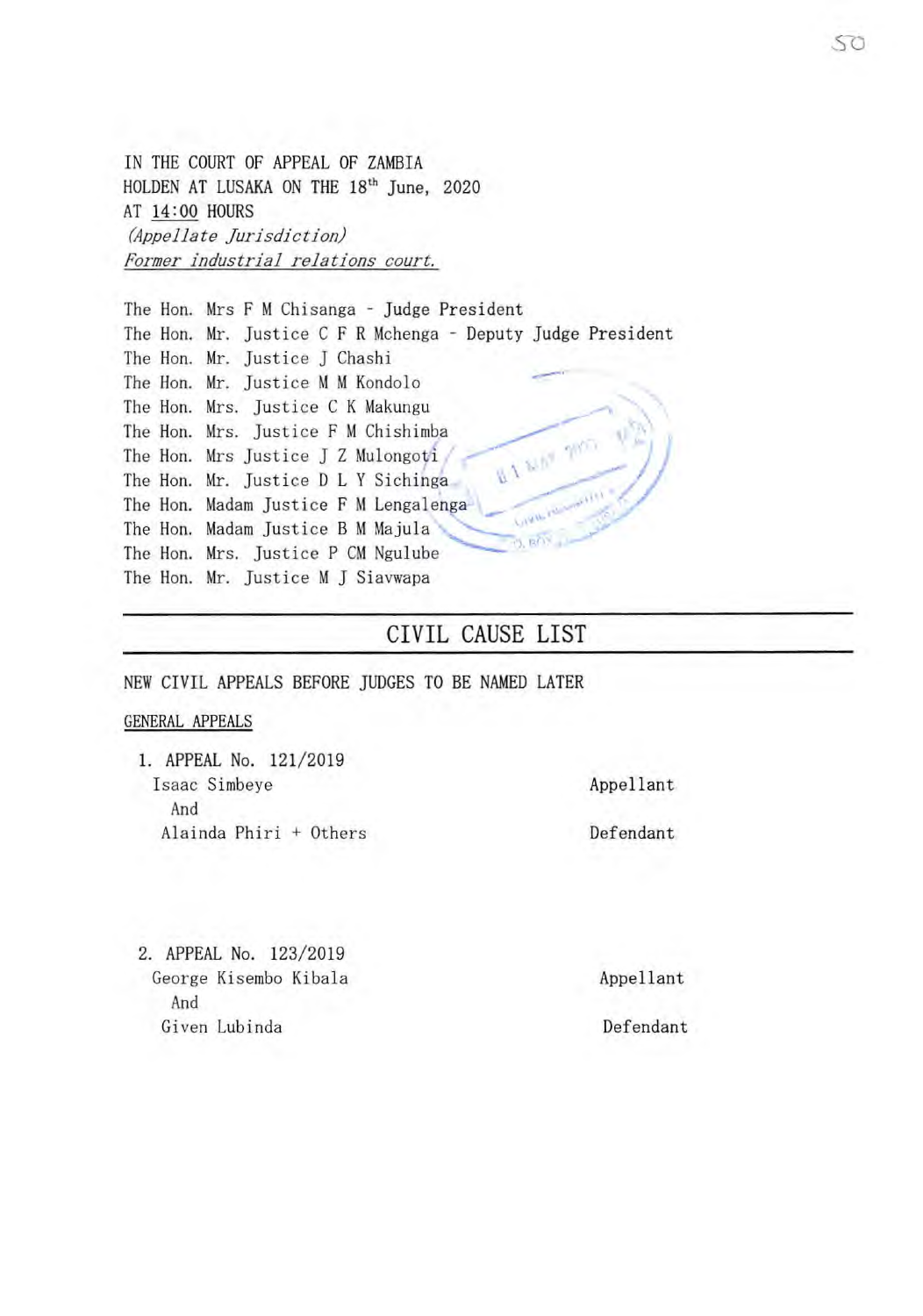IN THE COURT OF APPEAL OF ZAMBIA
HOLDEN AT LUSAKA ON THE 18th June, 2020
AT <u>14:00</u> HOURS
*(Appellate Jurisdiction)*
*<u>Former industrial relations court.</u>*

The Hon. Mrs F M Chisanga - Judge President
The Hon. Mr. Justice C F R Mchenga - Deputy Judge President
The Hon. Mr. Justice J Chashi
The Hon. Mr. Justice M M Kondolo
The Hon. Mrs. Justice C K Makungu
The Hon. Mrs. Justice F M Chishimba
The Hon. Mrs Justice J Z Mulongoti
The Hon. Mr. Justice D L Y Sichinga
The Hon. Madam Justice F M Lengalenga
The Hon. Madam Justice B M Majula
The Hon. Mrs. Justice P CM Ngulube
The Hon. Mr. Justice M J Siavwapa

## CIVIL CAUSE LIST

NEW CIVIL APPEALS BEFORE JUDGES TO BE NAMED LATER

<u>GENERAL APPEALS</u>

1. APPEAL No. 121/2019

   Isaac Simbeye — Appellant
   And
   Alainda Phiri + Others — Defendant

2. APPEAL No. 123/2019

   George Kisembo Kibala — Appellant
   And
   Given Lubinda — Defendant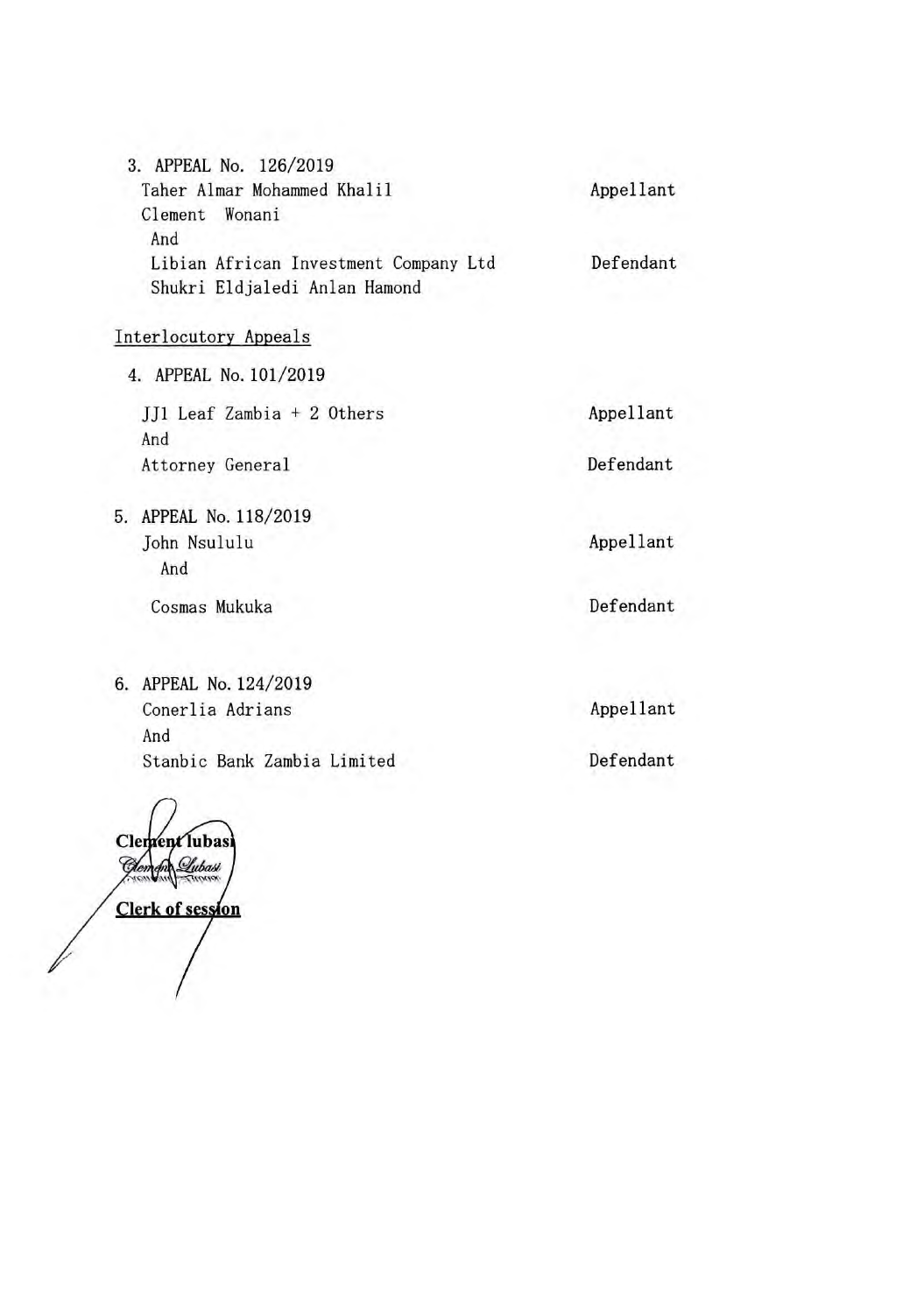3. APPEAL No. 126/2019

| | |
|---|---|
| Taher Almar Mohammed Khalil<br>Clement Wonani | Appellant |
| And | |
| Libian African Investment Company Ltd<br>Shukri Eldjaledi Anlan Hamond | Defendant |

<u>Interlocutory Appeals</u>

4. APPEAL No. 101/2019

| | |
|---|---|
| JJ1 Leaf Zambia + 2 Others | Appellant |
| And | |
| Attorney General | Defendant |

5. APPEAL No. 118/2019

| | |
|---|---|
| John Nsululu | Appellant |
| And | |
| Cosmas Mukuka | Defendant |

6. APPEAL No. 124/2019

| | |
|---|---|
| Conerlia Adrians | Appellant |
| And | |
| Stanbic Bank Zambia Limited | Defendant |

**Clement lubasi**

**<u>Clerk of session</u>**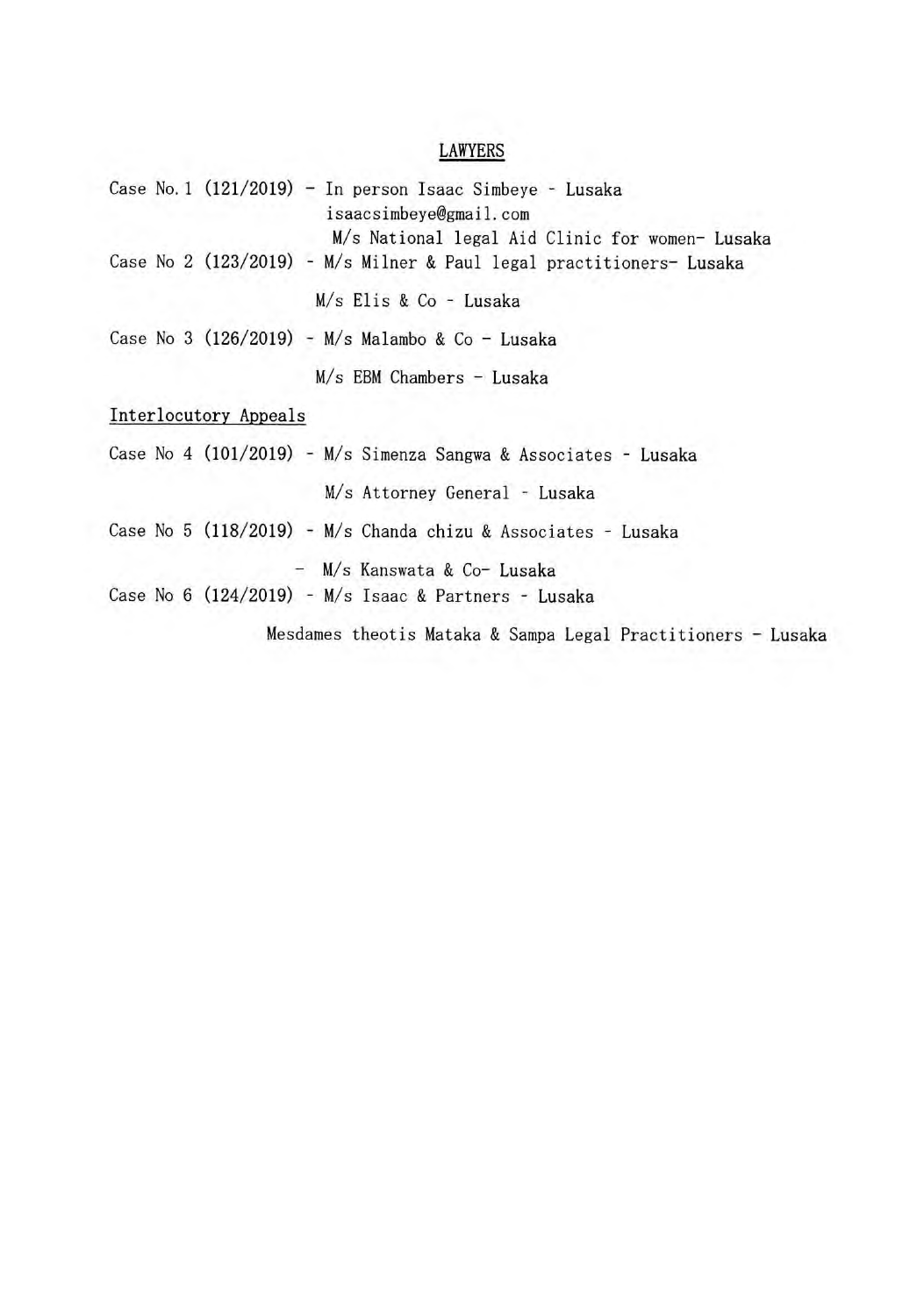## LAWYERS

Case No.1 (121/2019) - In person Isaac Simbeye - Lusaka
isaacsimbeye@gmail.com
M/s National legal Aid Clinic for women- Lusaka

Case No 2 (123/2019) - M/s Milner & Paul legal practitioners- Lusaka

M/s Elis & Co - Lusaka

Case No 3 (126/2019) - M/s Malambo & Co - Lusaka

M/s EBM Chambers - Lusaka

Interlocutory Appeals

Case No 4 (101/2019) - M/s Simenza Sangwa & Associates - Lusaka

M/s Attorney General - Lusaka

Case No 5 (118/2019) - M/s Chanda chizu & Associates - Lusaka

- M/s Kanswata & Co- Lusaka

Case No 6 (124/2019) - M/s Isaac & Partners - Lusaka

Mesdames theotis Mataka & Sampa Legal Practitioners - Lusaka